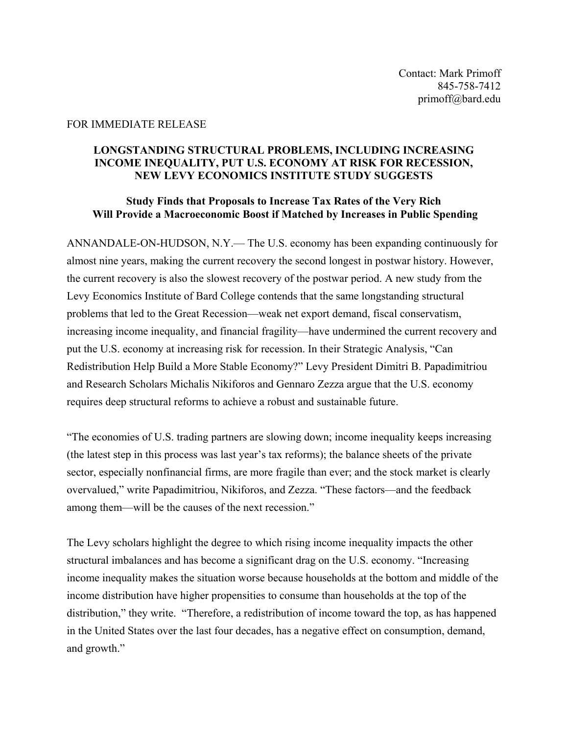Contact: Mark Primoff
845-758-7412
primoff@bard.edu

FOR IMMEDIATE RELEASE

# LONGSTANDING STRUCTURAL PROBLEMS, INCLUDING INCREASING INCOME INEQUALITY, PUT U.S. ECONOMY AT RISK FOR RECESSION, NEW LEVY ECONOMICS INSTITUTE STUDY SUGGESTS

## Study Finds that Proposals to Increase Tax Rates of the Very Rich Will Provide a Macroeconomic Boost if Matched by Increases in Public Spending

ANNANDALE-ON-HUDSON, N.Y.— The U.S. economy has been expanding continuously for almost nine years, making the current recovery the second longest in postwar history. However, the current recovery is also the slowest recovery of the postwar period. A new study from the Levy Economics Institute of Bard College contends that the same longstanding structural problems that led to the Great Recession—weak net export demand, fiscal conservatism, increasing income inequality, and financial fragility—have undermined the current recovery and put the U.S. economy at increasing risk for recession. In their Strategic Analysis, "Can Redistribution Help Build a More Stable Economy?" Levy President Dimitri B. Papadimitriou and Research Scholars Michalis Nikiforos and Gennaro Zezza argue that the U.S. economy requires deep structural reforms to achieve a robust and sustainable future.

"The economies of U.S. trading partners are slowing down; income inequality keeps increasing (the latest step in this process was last year's tax reforms); the balance sheets of the private sector, especially nonfinancial firms, are more fragile than ever; and the stock market is clearly overvalued," write Papadimitriou, Nikiforos, and Zezza. "These factors—and the feedback among them—will be the causes of the next recession."

The Levy scholars highlight the degree to which rising income inequality impacts the other structural imbalances and has become a significant drag on the U.S. economy. "Increasing income inequality makes the situation worse because households at the bottom and middle of the income distribution have higher propensities to consume than households at the top of the distribution," they write. "Therefore, a redistribution of income toward the top, as has happened in the United States over the last four decades, has a negative effect on consumption, demand, and growth."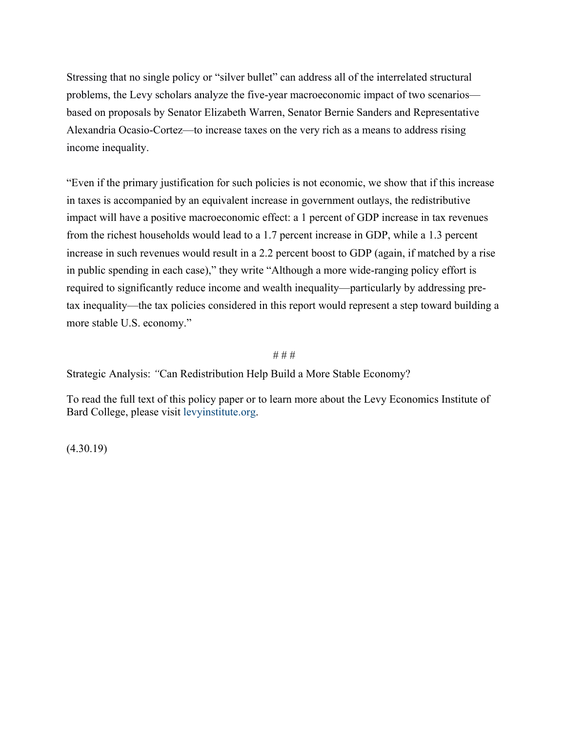Stressing that no single policy or "silver bullet" can address all of the interrelated structural problems, the Levy scholars analyze the five-year macroeconomic impact of two scenarios—based on proposals by Senator Elizabeth Warren, Senator Bernie Sanders and Representative Alexandria Ocasio-Cortez—to increase taxes on the very rich as a means to address rising income inequality.

"Even if the primary justification for such policies is not economic, we show that if this increase in taxes is accompanied by an equivalent increase in government outlays, the redistributive impact will have a positive macroeconomic effect: a 1 percent of GDP increase in tax revenues from the richest households would lead to a 1.7 percent increase in GDP, while a 1.3 percent increase in such revenues would result in a 2.2 percent boost to GDP (again, if matched by a rise in public spending in each case)," they write "Although a more wide-ranging policy effort is required to significantly reduce income and wealth inequality—particularly by addressing pre-tax inequality—the tax policies considered in this report would represent a step toward building a more stable U.S. economy."

# # #

Strategic Analysis: *"*Can Redistribution Help Build a More Stable Economy?

To read the full text of this policy paper or to learn more about the Levy Economics Institute of Bard College, please visit levyinstitute.org.

(4.30.19)